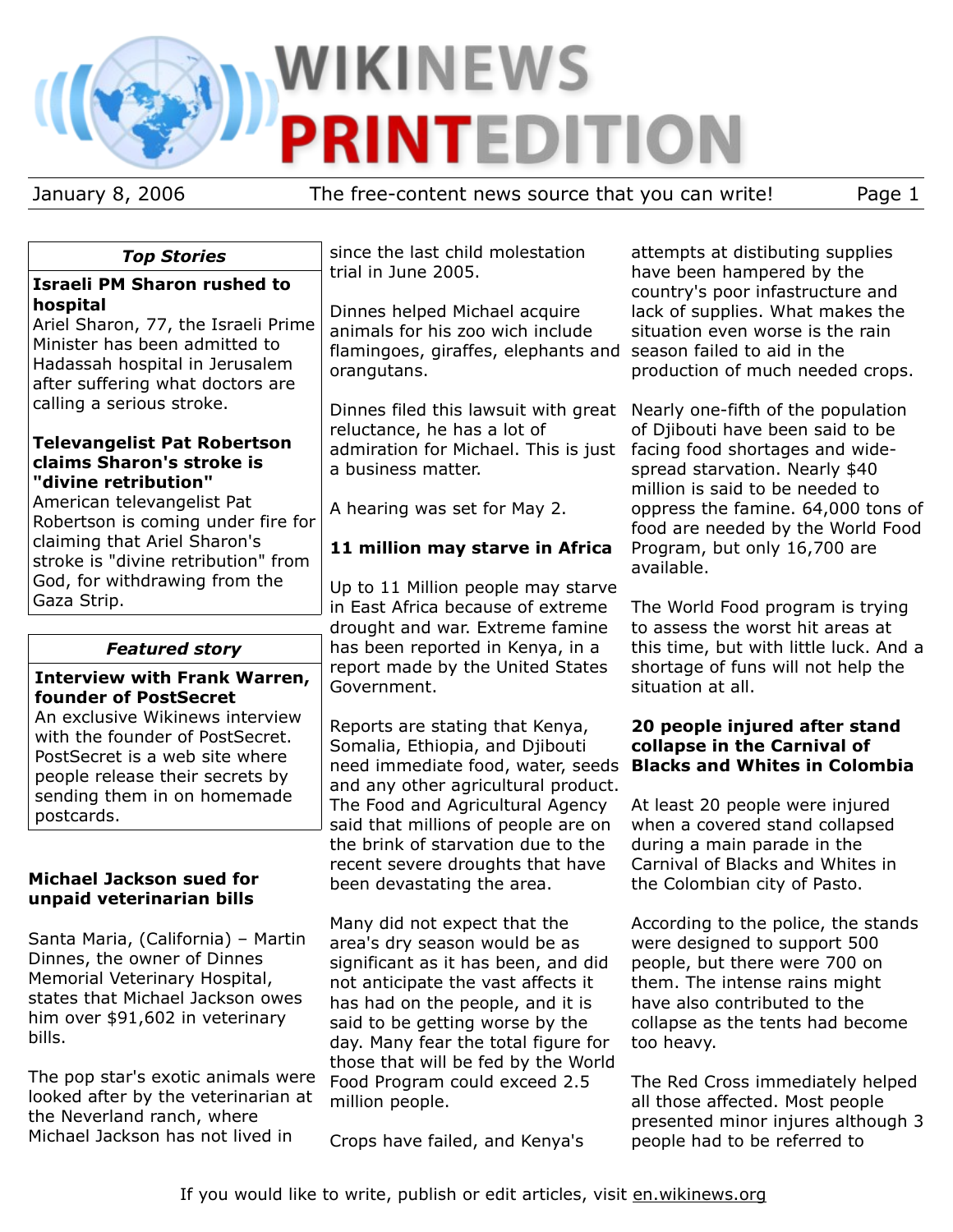# Wikinews Print Edition

January 8, 2006 — The free-content news source that you can write!

## *Top Stories*

**Israeli PM Sharon rushed to hospital**
Ariel Sharon, 77, the Israeli Prime Minister has been admitted to Hadassah hospital in Jerusalem after suffering what doctors are calling a serious stroke.

**Televangelist Pat Robertson claims Sharon's stroke is "divine retribution"**
American televangelist Pat Robertson is coming under fire for claiming that Ariel Sharon's stroke is "divine retribution" from God, for withdrawing from the Gaza Strip.

## *Featured story*

**Interview with Frank Warren, founder of PostSecret**
An exclusive Wikinews interview with the founder of PostSecret. PostSecret is a web site where people release their secrets by sending them in on homemade postcards.

### Michael Jackson sued for unpaid veterinarian bills

Santa Maria, (California) – Martin Dinnes, the owner of Dinnes Memorial Veterinary Hospital, states that Michael Jackson owes him over $91,602 in veterinary bills.

The pop star's exotic animals were looked after by the veterinarian at the Neverland ranch, where Michael Jackson has not lived in since the last child molestation trial in June 2005.

Dinnes helped Michael acquire animals for his zoo wich include flamingoes, giraffes, elephants and orangutans.

Dinnes filed this lawsuit with great reluctance, he has a lot of admiration for Michael. This is just a business matter.

A hearing was set for May 2.

### 11 million may starve in Africa

Up to 11 Million people may starve in East Africa because of extreme drought and war. Extreme famine has been reported in Kenya, in a report made by the United States Government.

Reports are stating that Kenya, Somalia, Ethiopia, and Djibouti need immediate food, water, seeds and any other agricultural product. The Food and Agricultural Agency said that millions of people are on the brink of starvation due to the recent severe droughts that have been devastating the area.

Many did not expect that the area's dry season would be as significant as it has been, and did not anticipate the vast affects it has had on the people, and it is said to be getting worse by the day. Many fear the total figure for those that will be fed by the World Food Program could exceed 2.5 million people.

Crops have failed, and Kenya's attempts at distibuting supplies have been hampered by the country's poor infastructure and lack of supplies. What makes the situation even worse is the rain season failed to aid in the production of much needed crops.

Nearly one-fifth of the population of Djibouti have been said to be facing food shortages and wide-spread starvation. Nearly $40 million is said to be needed to oppress the famine. 64,000 tons of food are needed by the World Food Program, but only 16,700 are available.

The World Food program is trying to assess the worst hit areas at this time, but with little luck. And a shortage of funs will not help the situation at all.

### 20 people injured after stand collapse in the Carnival of Blacks and Whites in Colombia

At least 20 people were injured when a covered stand collapsed during a main parade in the Carnival of Blacks and Whites in the Colombian city of Pasto.

According to the police, the stands were designed to support 500 people, but there were 700 on them. The intense rains might have also contributed to the collapse as the tents had become too heavy.

The Red Cross immediately helped all those affected. Most people presented minor injures although 3 people had to be referred to

If you would like to write, publish or edit articles, visit en.wikinews.org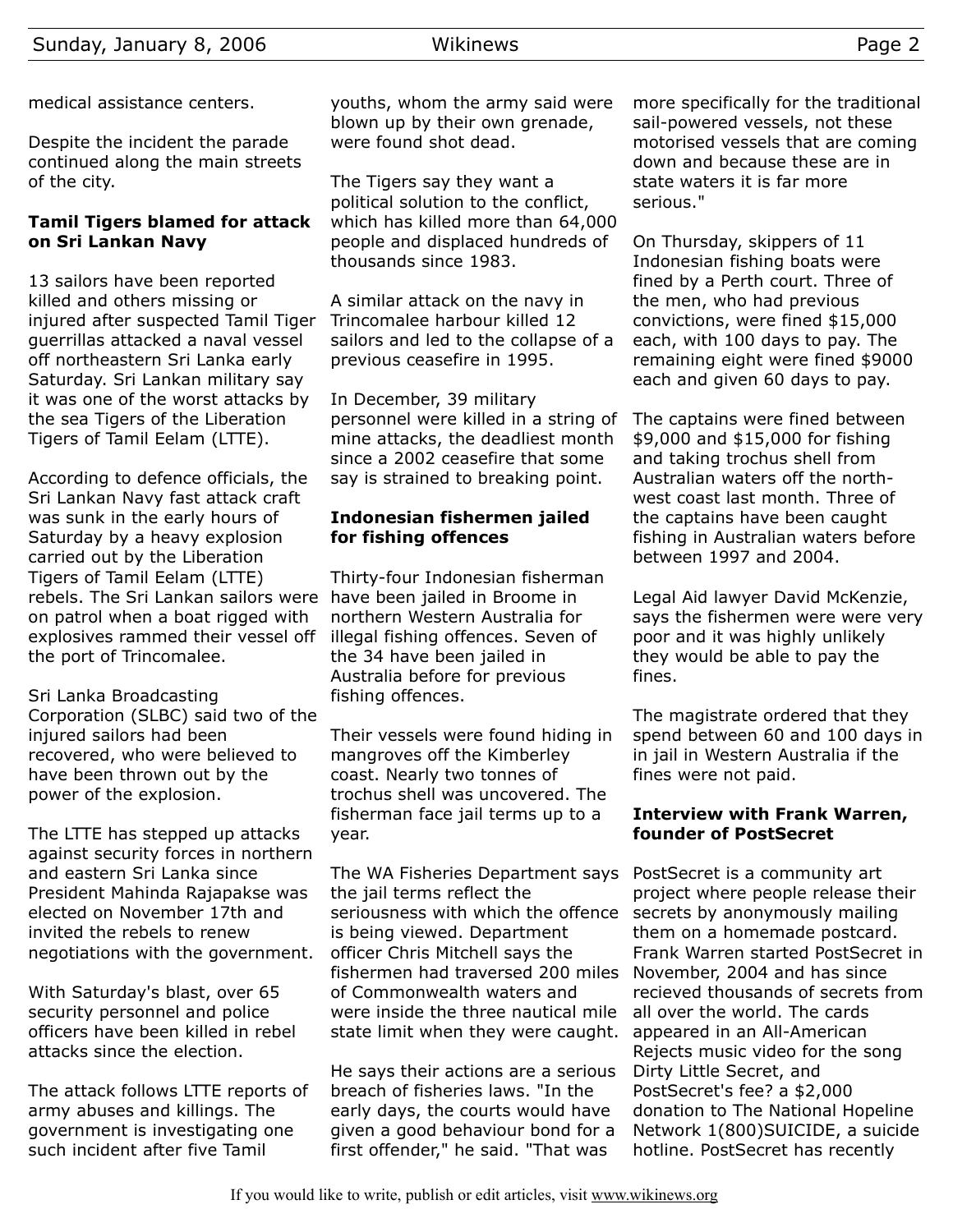medical assistance centers.

Despite the incident the parade continued along the main streets of the city.

**Tamil Tigers blamed for attack on Sri Lankan Navy**

13 sailors have been reported killed and others missing or injured after suspected Tamil Tiger guerrillas attacked a naval vessel off northeastern Sri Lanka early Saturday. Sri Lankan military say it was one of the worst attacks by the sea Tigers of the Liberation Tigers of Tamil Eelam (LTTE).

According to defence officials, the Sri Lankan Navy fast attack craft was sunk in the early hours of Saturday by a heavy explosion carried out by the Liberation Tigers of Tamil Eelam (LTTE) rebels. The Sri Lankan sailors were on patrol when a boat rigged with explosives rammed their vessel off the port of Trincomalee.

Sri Lanka Broadcasting Corporation (SLBC) said two of the injured sailors had been recovered, who were believed to have been thrown out by the power of the explosion.

The LTTE has stepped up attacks against security forces in northern and eastern Sri Lanka since President Mahinda Rajapakse was elected on November 17th and invited the rebels to renew negotiations with the government.

With Saturday's blast, over 65 security personnel and police officers have been killed in rebel attacks since the election.

The attack follows LTTE reports of army abuses and killings. The government is investigating one such incident after five Tamil youths, whom the army said were blown up by their own grenade, were found shot dead.

The Tigers say they want a political solution to the conflict, which has killed more than 64,000 people and displaced hundreds of thousands since 1983.

A similar attack on the navy in Trincomalee harbour killed 12 sailors and led to the collapse of a previous ceasefire in 1995.

In December, 39 military personnel were killed in a string of mine attacks, the deadliest month since a 2002 ceasefire that some say is strained to breaking point.

**Indonesian fishermen jailed for fishing offences**

Thirty-four Indonesian fisherman have been jailed in Broome in northern Western Australia for illegal fishing offences. Seven of the 34 have been jailed in Australia before for previous fishing offences.

Their vessels were found hiding in mangroves off the Kimberley coast. Nearly two tonnes of trochus shell was uncovered. The fisherman face jail terms up to a year.

The WA Fisheries Department says the jail terms reflect the seriousness with which the offence is being viewed. Department officer Chris Mitchell says the fishermen had traversed 200 miles of Commonwealth waters and were inside the three nautical mile state limit when they were caught.

He says their actions are a serious breach of fisheries laws. "In the early days, the courts would have given a good behaviour bond for a first offender," he said. "That was more specifically for the traditional sail-powered vessels, not these motorised vessels that are coming down and because these are in state waters it is far more serious."

On Thursday, skippers of 11 Indonesian fishing boats were fined by a Perth court. Three of the men, who had previous convictions, were fined $15,000 each, with 100 days to pay. The remaining eight were fined $9000 each and given 60 days to pay.

The captains were fined between $9,000 and $15,000 for fishing and taking trochus shell from Australian waters off the north-west coast last month. Three of the captains have been caught fishing in Australian waters before between 1997 and 2004.

Legal Aid lawyer David McKenzie, says the fishermen were were very poor and it was highly unlikely they would be able to pay the fines.

The magistrate ordered that they spend between 60 and 100 days in in jail in Western Australia if the fines were not paid.

**Interview with Frank Warren, founder of PostSecret**

PostSecret is a community art project where people release their secrets by anonymously mailing them on a homemade postcard. Frank Warren started PostSecret in November, 2004 and has since recieved thousands of secrets from all over the world. The cards appeared in an All-American Rejects music video for the song Dirty Little Secret, and PostSecret's fee? a $2,000 donation to The National Hopeline Network 1(800)SUICIDE, a suicide hotline. PostSecret has recently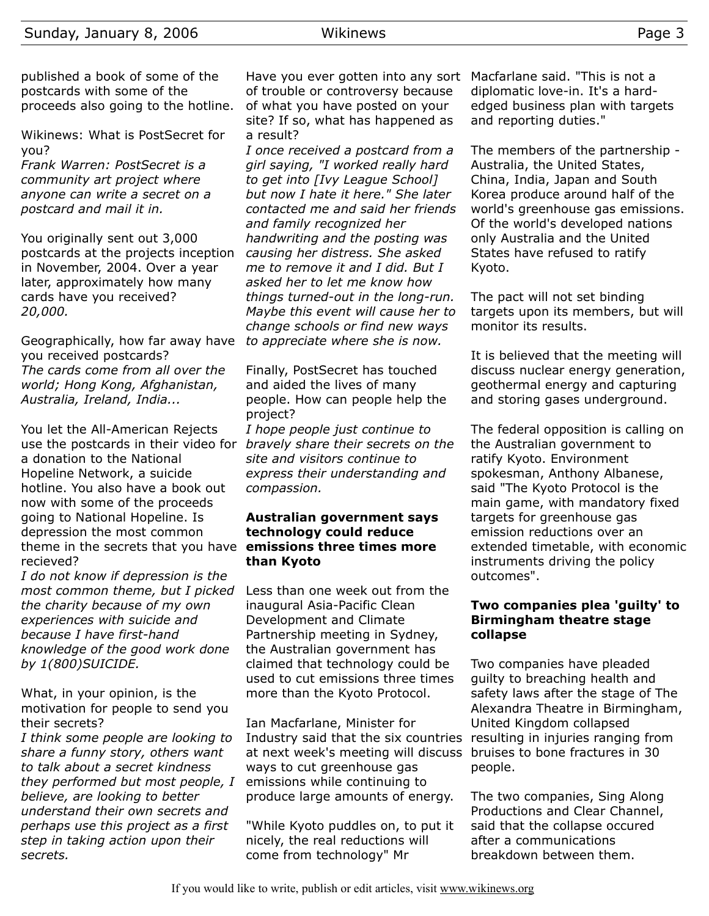published a book of some of the postcards with some of the proceeds also going to the hotline.

Wikinews: What is PostSecret for you?
*Frank Warren: PostSecret is a community art project where anyone can write a secret on a postcard and mail it in.*

You originally sent out 3,000 postcards at the projects inception in November, 2004. Over a year later, approximately how many cards have you received?
*20,000.*

Geographically, how far away have you received postcards?
*The cards come from all over the world; Hong Kong, Afghanistan, Australia, Ireland, India...*

You let the All-American Rejects use the postcards in their video for a donation to the National Hopeline Network, a suicide hotline. You also have a book out now with some of the proceeds going to National Hopeline. Is depression the most common theme in the secrets that you have recieved?
*I do not know if depression is the most common theme, but I picked the charity because of my own experiences with suicide and because I have first-hand knowledge of the good work done by 1(800)SUICIDE.*

What, in your opinion, is the motivation for people to send you their secrets?
*I think some people are looking to share a funny story, others want to talk about a secret kindness they performed but most people, I believe, are looking to better understand their own secrets and perhaps use this project as a first step in taking action upon their secrets.*

Have you ever gotten into any sort of trouble or controversy because of what you have posted on your site? If so, what has happened as a result?
*I once received a postcard from a girl saying, "I worked really hard to get into [Ivy League School] but now I hate it here." She later contacted me and said her friends and family recognized her handwriting and the posting was causing her distress. She asked me to remove it and I did. But I asked her to let me know how things turned-out in the long-run. Maybe this event will cause her to change schools or find new ways to appreciate where she is now.*

Finally, PostSecret has touched and aided the lives of many people. How can people help the project?
*I hope people just continue to bravely share their secrets on the site and visitors continue to express their understanding and compassion.*

## Australian government says technology could reduce emissions three times more than Kyoto

Less than one week out from the inaugural Asia-Pacific Clean Development and Climate Partnership meeting in Sydney, the Australian government has claimed that technology could be used to cut emissions three times more than the Kyoto Protocol.

Ian Macfarlane, Minister for Industry said that the six countries at next week's meeting will discuss ways to cut greenhouse gas emissions while continuing to produce large amounts of energy.

"While Kyoto puddles on, to put it nicely, the real reductions will come from technology" Mr Macfarlane said. "This is not a diplomatic love-in. It's a hard-edged business plan with targets and reporting duties."

The members of the partnership - Australia, the United States, China, India, Japan and South Korea produce around half of the world's greenhouse gas emissions. Of the world's developed nations only Australia and the United States have refused to ratify Kyoto.

The pact will not set binding targets upon its members, but will monitor its results.

It is believed that the meeting will discuss nuclear energy generation, geothermal energy and capturing and storing gases underground.

The federal opposition is calling on the Australian government to ratify Kyoto. Environment spokesman, Anthony Albanese, said "The Kyoto Protocol is the main game, with mandatory fixed targets for greenhouse gas emission reductions over an extended timetable, with economic instruments driving the policy outcomes".

## Two companies plea 'guilty' to Birmingham theatre stage collapse

Two companies have pleaded guilty to breaching health and safety laws after the stage of The Alexandra Theatre in Birmingham, United Kingdom collapsed resulting in injuries ranging from bruises to bone fractures in 30 people.

The two companies, Sing Along Productions and Clear Channel, said that the collapse occured after a communications breakdown between them.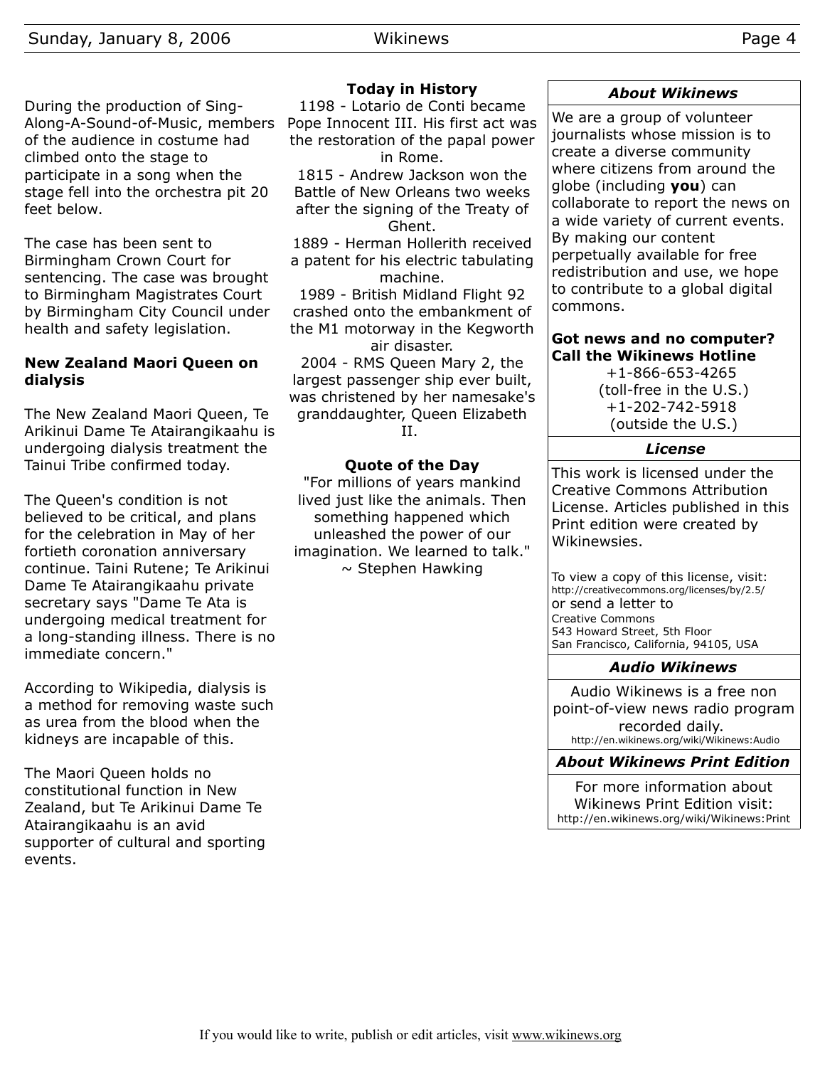During the production of Sing-Along-A-Sound-of-Music, members of the audience in costume had climbed onto the stage to participate in a song when the stage fell into the orchestra pit 20 feet below.

The case has been sent to Birmingham Crown Court for sentencing. The case was brought to Birmingham Magistrates Court by Birmingham City Council under health and safety legislation.

**New Zealand Maori Queen on dialysis**

The New Zealand Maori Queen, Te Arikinui Dame Te Atairangikaahu is undergoing dialysis treatment the Tainui Tribe confirmed today.

The Queen's condition is not believed to be critical, and plans for the celebration in May of her fortieth coronation anniversary continue. Taini Rutene; Te Arikinui Dame Te Atairangikaahu private secretary says "Dame Te Ata is undergoing medical treatment for a long-standing illness. There is no immediate concern."

According to Wikipedia, dialysis is a method for removing waste such as urea from the blood when the kidneys are incapable of this.

The Maori Queen holds no constitutional function in New Zealand, but Te Arikinui Dame Te Atairangikaahu is an avid supporter of cultural and sporting events.

**Today in History**

1198 - Lotario de Conti became Pope Innocent III. His first act was the restoration of the papal power in Rome.
1815 - Andrew Jackson won the Battle of New Orleans two weeks after the signing of the Treaty of Ghent.
1889 - Herman Hollerith received a patent for his electric tabulating machine.
1989 - British Midland Flight 92 crashed onto the embankment of the M1 motorway in the Kegworth air disaster.
2004 - RMS Queen Mary 2, the largest passenger ship ever built, was christened by her namesake's granddaughter, Queen Elizabeth II.

**Quote of the Day**

"For millions of years mankind lived just like the animals. Then something happened which unleashed the power of our imagination. We learned to talk."
~ Stephen Hawking

***About Wikinews***

We are a group of volunteer journalists whose mission is to create a diverse community where citizens from around the globe (including **you**) can collaborate to report the news on a wide variety of current events. By making our content perpetually available for free redistribution and use, we hope to contribute to a global digital commons.

**Got news and no computer? Call the Wikinews Hotline**
+1-866-653-4265
(toll-free in the U.S.)
+1-202-742-5918
(outside the U.S.)

***License***

This work is licensed under the Creative Commons Attribution License. Articles published in this Print edition were created by Wikinewsies.

To view a copy of this license, visit:
http://creativecommons.org/licenses/by/2.5/
or send a letter to
Creative Commons
543 Howard Street, 5th Floor
San Francisco, California, 94105, USA

***Audio Wikinews***

Audio Wikinews is a free non point-of-view news radio program recorded daily.
http://en.wikinews.org/wiki/Wikinews:Audio

***About Wikinews Print Edition***

For more information about Wikinews Print Edition visit:
http://en.wikinews.org/wiki/Wikinews:Print

If you would like to write, publish or edit articles, visit www.wikinews.org